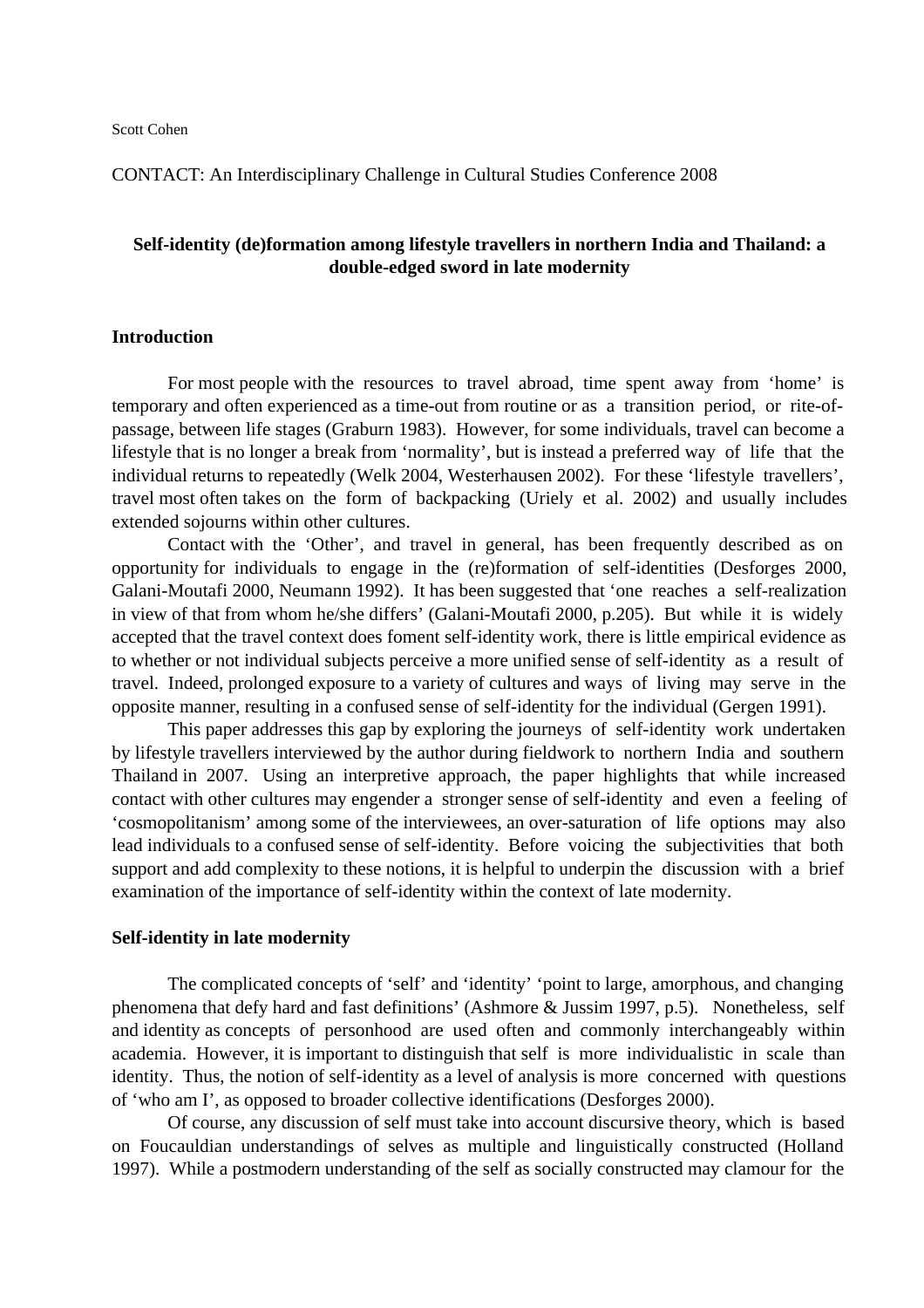Scott Cohen

CONTACT: An Interdisciplinary Challenge in Cultural Studies Conference 2008

# Self-identity (de)formation among lifestyle travellers in northern India and Thailand: a double-edged sword in late modernity

## Introduction

For most people with the resources to travel abroad, time spent away from 'home' is temporary and often experienced as a time-out from routine or as a transition period, or rite-of-passage, between life stages (Graburn 1983). However, for some individuals, travel can become a lifestyle that is no longer a break from 'normality', but is instead a preferred way of life that the individual returns to repeatedly (Welk 2004, Westerhausen 2002). For these 'lifestyle travellers', travel most often takes on the form of backpacking (Uriely et al. 2002) and usually includes extended sojourns within other cultures.

Contact with the 'Other', and travel in general, has been frequently described as on opportunity for individuals to engage in the (re)formation of self-identities (Desforges 2000, Galani-Moutafi 2000, Neumann 1992). It has been suggested that 'one reaches a self-realization in view of that from whom he/she differs' (Galani-Moutafi 2000, p.205). But while it is widely accepted that the travel context does foment self-identity work, there is little empirical evidence as to whether or not individual subjects perceive a more unified sense of self-identity as a result of travel. Indeed, prolonged exposure to a variety of cultures and ways of living may serve in the opposite manner, resulting in a confused sense of self-identity for the individual (Gergen 1991).

This paper addresses this gap by exploring the journeys of self-identity work undertaken by lifestyle travellers interviewed by the author during fieldwork to northern India and southern Thailand in 2007. Using an interpretive approach, the paper highlights that while increased contact with other cultures may engender a stronger sense of self-identity and even a feeling of 'cosmopolitanism' among some of the interviewees, an over-saturation of life options may also lead individuals to a confused sense of self-identity. Before voicing the subjectivities that both support and add complexity to these notions, it is helpful to underpin the discussion with a brief examination of the importance of self-identity within the context of late modernity.

## Self-identity in late modernity

The complicated concepts of 'self' and 'identity' 'point to large, amorphous, and changing phenomena that defy hard and fast definitions' (Ashmore & Jussim 1997, p.5). Nonetheless, self and identity as concepts of personhood are used often and commonly interchangeably within academia. However, it is important to distinguish that self is more individualistic in scale than identity. Thus, the notion of self-identity as a level of analysis is more concerned with questions of 'who am I', as opposed to broader collective identifications (Desforges 2000).

Of course, any discussion of self must take into account discursive theory, which is based on Foucauldian understandings of selves as multiple and linguistically constructed (Holland 1997). While a postmodern understanding of the self as socially constructed may clamour for the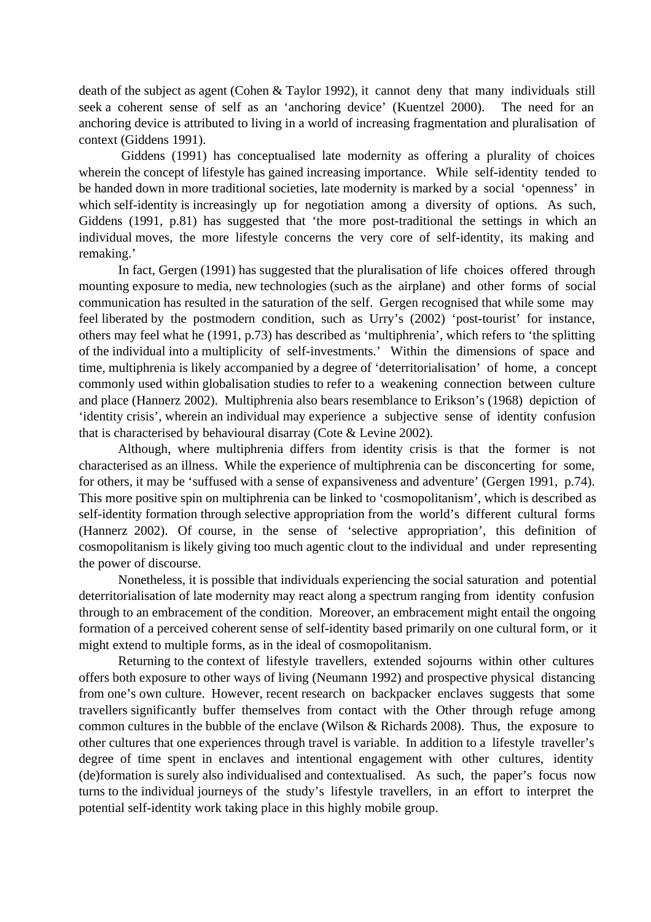death of the subject as agent (Cohen & Taylor 1992), it cannot deny that many individuals still seek a coherent sense of self as an 'anchoring device' (Kuentzel 2000). The need for an anchoring device is attributed to living in a world of increasing fragmentation and pluralisation of context (Giddens 1991).

Giddens (1991) has conceptualised late modernity as offering a plurality of choices wherein the concept of lifestyle has gained increasing importance. While self-identity tended to be handed down in more traditional societies, late modernity is marked by a social 'openness' in which self-identity is increasingly up for negotiation among a diversity of options. As such, Giddens (1991, p.81) has suggested that 'the more post-traditional the settings in which an individual moves, the more lifestyle concerns the very core of self-identity, its making and remaking.'

In fact, Gergen (1991) has suggested that the pluralisation of life choices offered through mounting exposure to media, new technologies (such as the airplane) and other forms of social communication has resulted in the saturation of the self. Gergen recognised that while some may feel liberated by the postmodern condition, such as Urry's (2002) 'post-tourist' for instance, others may feel what he (1991, p.73) has described as 'multiphrenia', which refers to 'the splitting of the individual into a multiplicity of self-investments.' Within the dimensions of space and time, multiphrenia is likely accompanied by a degree of 'deterritorialisation' of home, a concept commonly used within globalisation studies to refer to a weakening connection between culture and place (Hannerz 2002). Multiphrenia also bears resemblance to Erikson's (1968) depiction of 'identity crisis', wherein an individual may experience a subjective sense of identity confusion that is characterised by behavioural disarray (Cote & Levine 2002).

Although, where multiphrenia differs from identity crisis is that the former is not characterised as an illness. While the experience of multiphrenia can be disconcerting for some, for others, it may be 'suffused with a sense of expansiveness and adventure' (Gergen 1991, p.74). This more positive spin on multiphrenia can be linked to 'cosmopolitanism', which is described as self-identity formation through selective appropriation from the world's different cultural forms (Hannerz 2002). Of course, in the sense of 'selective appropriation', this definition of cosmopolitanism is likely giving too much agentic clout to the individual and under representing the power of discourse.

Nonetheless, it is possible that individuals experiencing the social saturation and potential deterritorialisation of late modernity may react along a spectrum ranging from identity confusion through to an embracement of the condition. Moreover, an embracement might entail the ongoing formation of a perceived coherent sense of self-identity based primarily on one cultural form, or it might extend to multiple forms, as in the ideal of cosmopolitanism.

Returning to the context of lifestyle travellers, extended sojourns within other cultures offers both exposure to other ways of living (Neumann 1992) and prospective physical distancing from one's own culture. However, recent research on backpacker enclaves suggests that some travellers significantly buffer themselves from contact with the Other through refuge among common cultures in the bubble of the enclave (Wilson & Richards 2008). Thus, the exposure to other cultures that one experiences through travel is variable. In addition to a lifestyle traveller's degree of time spent in enclaves and intentional engagement with other cultures, identity (de)formation is surely also individualised and contextualised. As such, the paper's focus now turns to the individual journeys of the study's lifestyle travellers, in an effort to interpret the potential self-identity work taking place in this highly mobile group.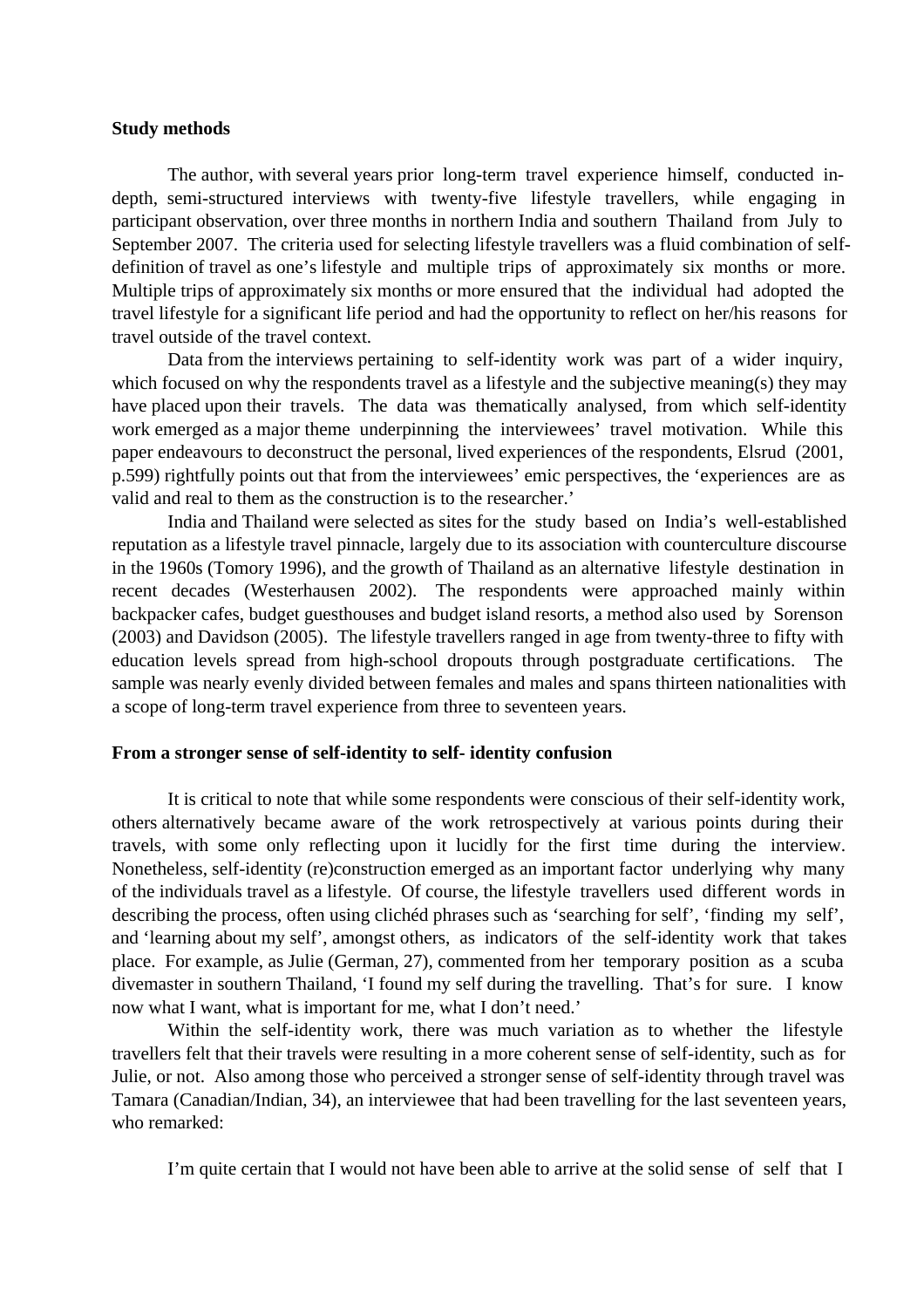**Study methods**

The author, with several years prior long-term travel experience himself, conducted in-depth, semi-structured interviews with twenty-five lifestyle travellers, while engaging in participant observation, over three months in northern India and southern Thailand from July to September 2007. The criteria used for selecting lifestyle travellers was a fluid combination of self-definition of travel as one's lifestyle and multiple trips of approximately six months or more. Multiple trips of approximately six months or more ensured that the individual had adopted the travel lifestyle for a significant life period and had the opportunity to reflect on her/his reasons for travel outside of the travel context.

Data from the interviews pertaining to self-identity work was part of a wider inquiry, which focused on why the respondents travel as a lifestyle and the subjective meaning(s) they may have placed upon their travels. The data was thematically analysed, from which self-identity work emerged as a major theme underpinning the interviewees' travel motivation. While this paper endeavours to deconstruct the personal, lived experiences of the respondents, Elsrud (2001, p.599) rightfully points out that from the interviewees' emic perspectives, the 'experiences are as valid and real to them as the construction is to the researcher.'

India and Thailand were selected as sites for the study based on India's well-established reputation as a lifestyle travel pinnacle, largely due to its association with counterculture discourse in the 1960s (Tomory 1996), and the growth of Thailand as an alternative lifestyle destination in recent decades (Westerhausen 2002). The respondents were approached mainly within backpacker cafes, budget guesthouses and budget island resorts, a method also used by Sorenson (2003) and Davidson (2005). The lifestyle travellers ranged in age from twenty-three to fifty with education levels spread from high-school dropouts through postgraduate certifications. The sample was nearly evenly divided between females and males and spans thirteen nationalities with a scope of long-term travel experience from three to seventeen years.

**From a stronger sense of self-identity to self- identity confusion**

It is critical to note that while some respondents were conscious of their self-identity work, others alternatively became aware of the work retrospectively at various points during their travels, with some only reflecting upon it lucidly for the first time during the interview. Nonetheless, self-identity (re)construction emerged as an important factor underlying why many of the individuals travel as a lifestyle. Of course, the lifestyle travellers used different words in describing the process, often using clichéd phrases such as 'searching for self', 'finding my self', and 'learning about my self', amongst others, as indicators of the self-identity work that takes place. For example, as Julie (German, 27), commented from her temporary position as a scuba divemaster in southern Thailand, 'I found my self during the travelling. That's for sure. I know now what I want, what is important for me, what I don't need.'

Within the self-identity work, there was much variation as to whether the lifestyle travellers felt that their travels were resulting in a more coherent sense of self-identity, such as for Julie, or not. Also among those who perceived a stronger sense of self-identity through travel was Tamara (Canadian/Indian, 34), an interviewee that had been travelling for the last seventeen years, who remarked:

> I'm quite certain that I would not have been able to arrive at the solid sense of self that I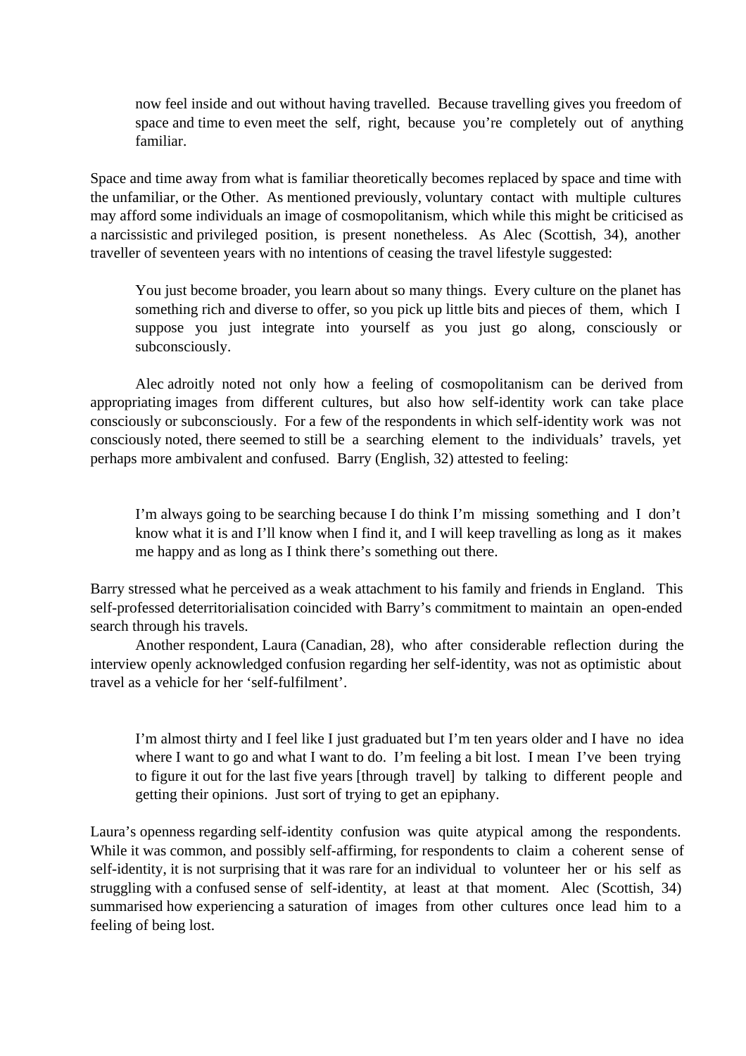> now feel inside and out without having travelled. Because travelling gives you freedom of space and time to even meet the self, right, because you're completely out of anything familiar.

Space and time away from what is familiar theoretically becomes replaced by space and time with the unfamiliar, or the Other. As mentioned previously, voluntary contact with multiple cultures may afford some individuals an image of cosmopolitanism, which while this might be criticised as a narcissistic and privileged position, is present nonetheless. As Alec (Scottish, 34), another traveller of seventeen years with no intentions of ceasing the travel lifestyle suggested:

> You just become broader, you learn about so many things. Every culture on the planet has something rich and diverse to offer, so you pick up little bits and pieces of them, which I suppose you just integrate into yourself as you just go along, consciously or subconsciously.

Alec adroitly noted not only how a feeling of cosmopolitanism can be derived from appropriating images from different cultures, but also how self-identity work can take place consciously or subconsciously. For a few of the respondents in which self-identity work was not consciously noted, there seemed to still be a searching element to the individuals' travels, yet perhaps more ambivalent and confused. Barry (English, 32) attested to feeling:

> I'm always going to be searching because I do think I'm missing something and I don't know what it is and I'll know when I find it, and I will keep travelling as long as it makes me happy and as long as I think there's something out there.

Barry stressed what he perceived as a weak attachment to his family and friends in England. This self-professed deterritorialisation coincided with Barry's commitment to maintain an open-ended search through his travels.

Another respondent, Laura (Canadian, 28), who after considerable reflection during the interview openly acknowledged confusion regarding her self-identity, was not as optimistic about travel as a vehicle for her 'self-fulfilment'.

> I'm almost thirty and I feel like I just graduated but I'm ten years older and I have no idea where I want to go and what I want to do. I'm feeling a bit lost. I mean I've been trying to figure it out for the last five years [through travel] by talking to different people and getting their opinions. Just sort of trying to get an epiphany.

Laura's openness regarding self-identity confusion was quite atypical among the respondents. While it was common, and possibly self-affirming, for respondents to claim a coherent sense of self-identity, it is not surprising that it was rare for an individual to volunteer her or his self as struggling with a confused sense of self-identity, at least at that moment. Alec (Scottish, 34) summarised how experiencing a saturation of images from other cultures once lead him to a feeling of being lost.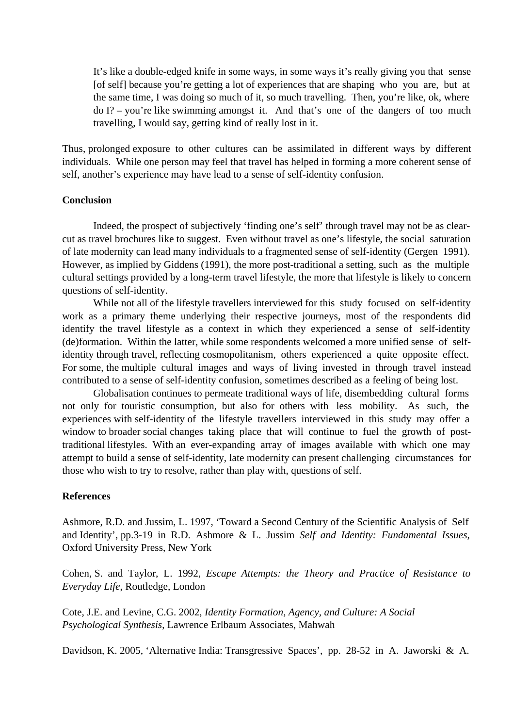> It's like a double-edged knife in some ways, in some ways it's really giving you that sense [of self] because you're getting a lot of experiences that are shaping who you are, but at the same time, I was doing so much of it, so much travelling. Then, you're like, ok, where do I? – you're like swimming amongst it. And that's one of the dangers of too much travelling, I would say, getting kind of really lost in it.

Thus, prolonged exposure to other cultures can be assimilated in different ways by different individuals. While one person may feel that travel has helped in forming a more coherent sense of self, another's experience may have lead to a sense of self-identity confusion.

**Conclusion**

Indeed, the prospect of subjectively 'finding one's self' through travel may not be as clear-cut as travel brochures like to suggest. Even without travel as one's lifestyle, the social saturation of late modernity can lead many individuals to a fragmented sense of self-identity (Gergen 1991). However, as implied by Giddens (1991), the more post-traditional a setting, such as the multiple cultural settings provided by a long-term travel lifestyle, the more that lifestyle is likely to concern questions of self-identity.

While not all of the lifestyle travellers interviewed for this study focused on self-identity work as a primary theme underlying their respective journeys, most of the respondents did identify the travel lifestyle as a context in which they experienced a sense of self-identity (de)formation. Within the latter, while some respondents welcomed a more unified sense of self-identity through travel, reflecting cosmopolitanism, others experienced a quite opposite effect. For some, the multiple cultural images and ways of living invested in through travel instead contributed to a sense of self-identity confusion, sometimes described as a feeling of being lost.

Globalisation continues to permeate traditional ways of life, disembedding cultural forms not only for touristic consumption, but also for others with less mobility. As such, the experiences with self-identity of the lifestyle travellers interviewed in this study may offer a window to broader social changes taking place that will continue to fuel the growth of post-traditional lifestyles. With an ever-expanding array of images available with which one may attempt to build a sense of self-identity, late modernity can present challenging circumstances for those who wish to try to resolve, rather than play with, questions of self.

**References**

Ashmore, R.D. and Jussim, L. 1997, 'Toward a Second Century of the Scientific Analysis of Self and Identity', pp.3-19 in R.D. Ashmore & L. Jussim *Self and Identity: Fundamental Issues*, Oxford University Press, New York

Cohen, S. and Taylor, L. 1992, *Escape Attempts: the Theory and Practice of Resistance to Everyday Life*, Routledge, London

Cote, J.E. and Levine, C.G. 2002, *Identity Formation, Agency, and Culture: A Social Psychological Synthesis*, Lawrence Erlbaum Associates, Mahwah

Davidson, K. 2005, 'Alternative India: Transgressive Spaces', pp. 28-52 in A. Jaworski & A.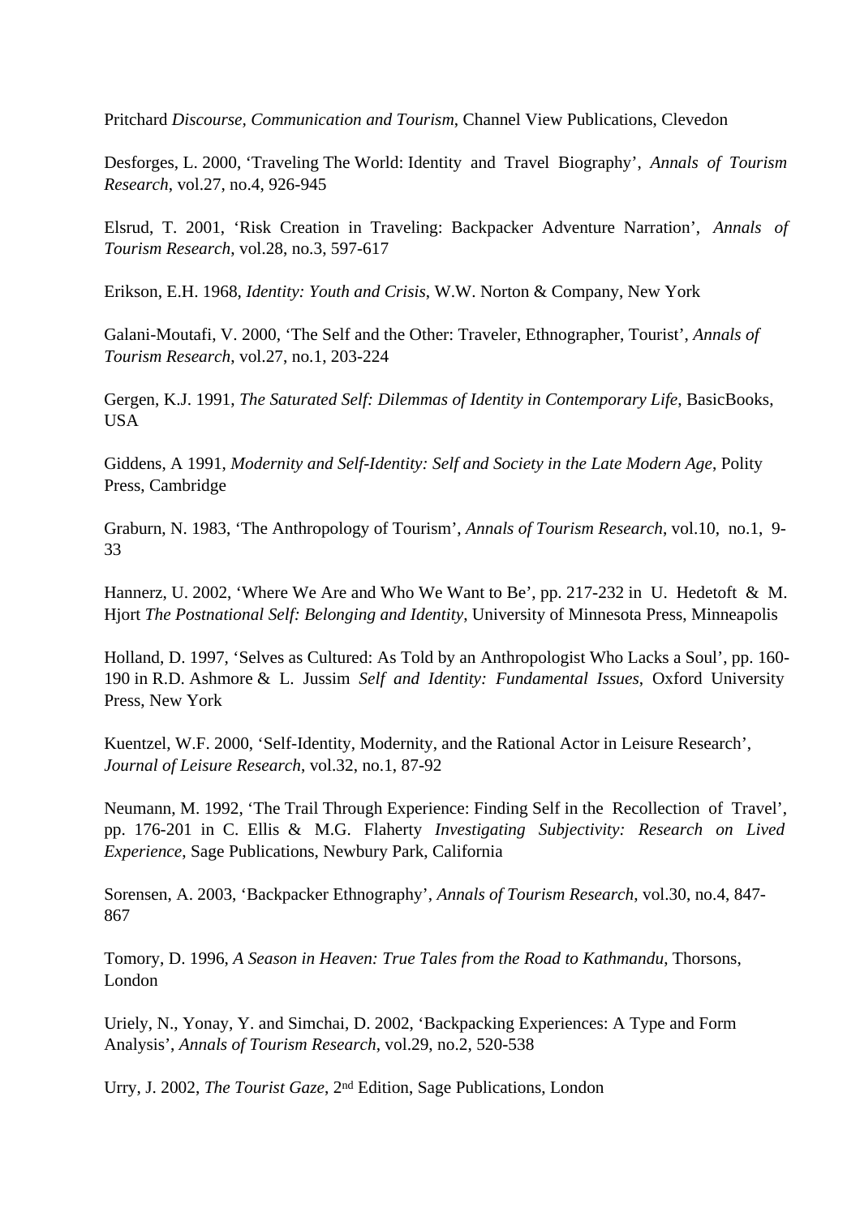Pritchard *Discourse, Communication and Tourism*, Channel View Publications, Clevedon

Desforges, L. 2000, 'Traveling The World: Identity and Travel Biography', *Annals of Tourism Research*, vol.27, no.4, 926-945

Elsrud, T. 2001, 'Risk Creation in Traveling: Backpacker Adventure Narration', *Annals of Tourism Research*, vol.28, no.3, 597-617

Erikson, E.H. 1968, *Identity: Youth and Crisis*, W.W. Norton & Company, New York

Galani-Moutafi, V. 2000, 'The Self and the Other: Traveler, Ethnographer, Tourist', *Annals of Tourism Research*, vol.27, no.1, 203-224

Gergen, K.J. 1991, *The Saturated Self: Dilemmas of Identity in Contemporary Life*, BasicBooks, USA

Giddens, A 1991, *Modernity and Self-Identity: Self and Society in the Late Modern Age*, Polity Press, Cambridge

Graburn, N. 1983, 'The Anthropology of Tourism', *Annals of Tourism Research*, vol.10, no.1, 9-33

Hannerz, U. 2002, 'Where We Are and Who We Want to Be', pp. 217-232 in U. Hedetoft & M. Hjort *The Postnational Self: Belonging and Identity*, University of Minnesota Press, Minneapolis

Holland, D. 1997, 'Selves as Cultured: As Told by an Anthropologist Who Lacks a Soul', pp. 160-190 in R.D. Ashmore & L. Jussim *Self and Identity: Fundamental Issues*, Oxford University Press, New York

Kuentzel, W.F. 2000, 'Self-Identity, Modernity, and the Rational Actor in Leisure Research', *Journal of Leisure Research*, vol.32, no.1, 87-92

Neumann, M. 1992, 'The Trail Through Experience: Finding Self in the Recollection of Travel', pp. 176-201 in C. Ellis & M.G. Flaherty *Investigating Subjectivity: Research on Lived Experience*, Sage Publications, Newbury Park, California

Sorensen, A. 2003, 'Backpacker Ethnography', *Annals of Tourism Research*, vol.30, no.4, 847-867

Tomory, D. 1996, *A Season in Heaven: True Tales from the Road to Kathmandu*, Thorsons, London

Uriely, N., Yonay, Y. and Simchai, D. 2002, 'Backpacking Experiences: A Type and Form Analysis', *Annals of Tourism Research*, vol.29, no.2, 520-538

Urry, J. 2002, *The Tourist Gaze*, 2nd Edition, Sage Publications, London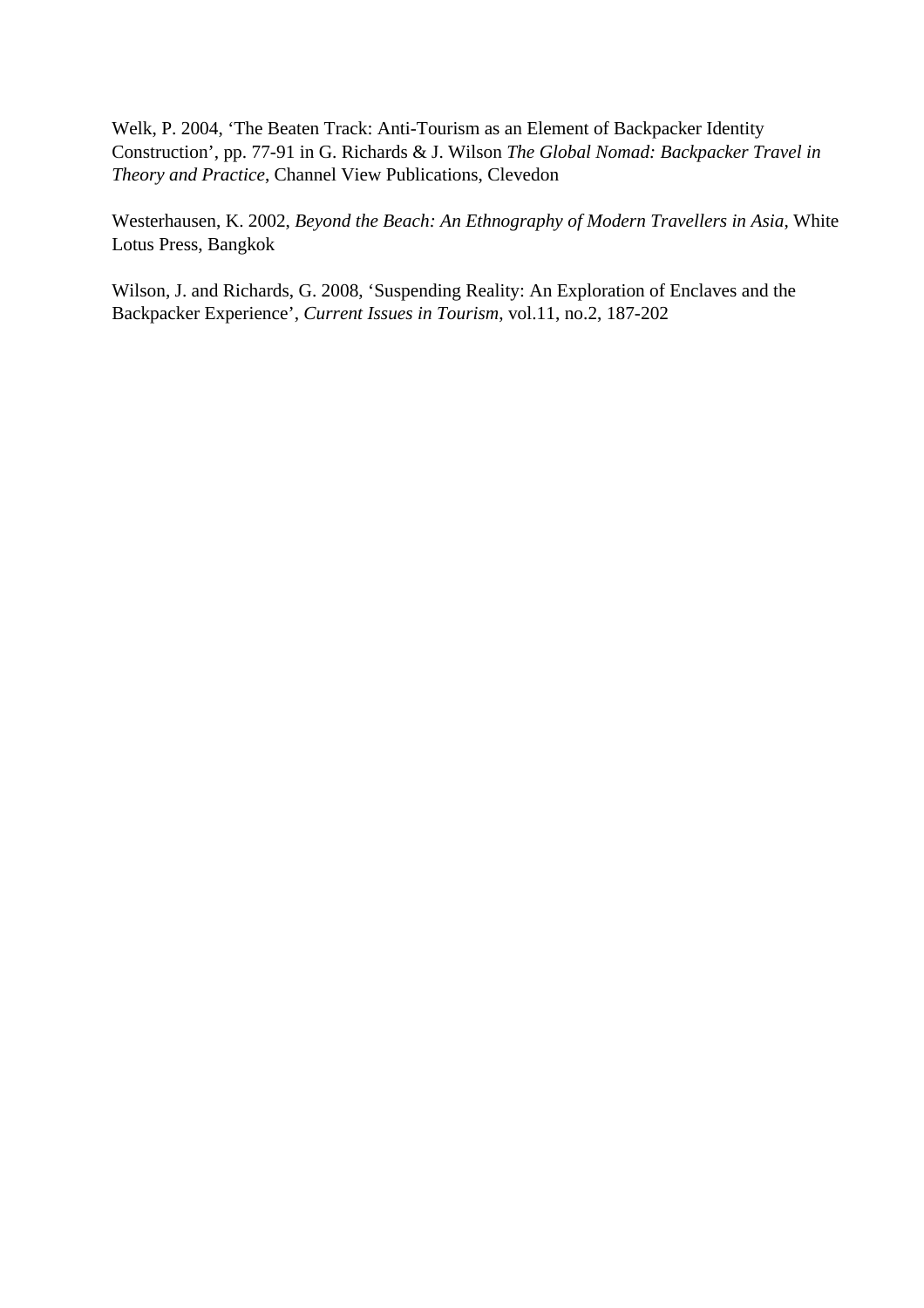Welk, P. 2004, ‘The Beaten Track: Anti-Tourism as an Element of Backpacker Identity Construction’, pp. 77-91 in G. Richards & J. Wilson *The Global Nomad: Backpacker Travel in Theory and Practice*, Channel View Publications, Clevedon

Westerhausen, K. 2002, *Beyond the Beach: An Ethnography of Modern Travellers in Asia*, White Lotus Press, Bangkok

Wilson, J. and Richards, G. 2008, ‘Suspending Reality: An Exploration of Enclaves and the Backpacker Experience’, *Current Issues in Tourism*, vol.11, no.2, 187-202